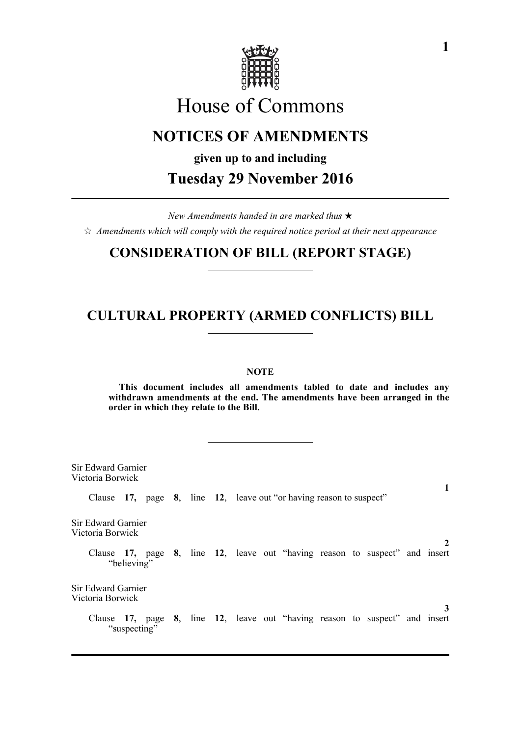# House of Commons

## NOTICES OF AMENDMENTS

**given up to and including**

## Tuesday 29 November 2016

---

*New Amendments handed in are marked thus ★*

☆ *Amendments which will comply with the required notice period at their next appearance*

## CONSIDERATION OF BILL (REPORT STAGE)

---

## CULTURAL PROPERTY (ARMED CONFLICTS) BILL

---

**NOTE**

**This document includes all amendments tabled to date and includes any withdrawn amendments at the end. The amendments have been arranged in the order in which they relate to the Bill.**

---

Sir Edward Garnier
Victoria Borwick

**1**

Clause **17,** page **8**, line **12**, leave out "or having reason to suspect"

Sir Edward Garnier
Victoria Borwick

**2**

Clause **17,** page **8**, line **12**, leave out "having reason to suspect" and insert "believing"

Sir Edward Garnier
Victoria Borwick

**3**

Clause **17,** page **8**, line **12**, leave out "having reason to suspect" and insert "suspecting"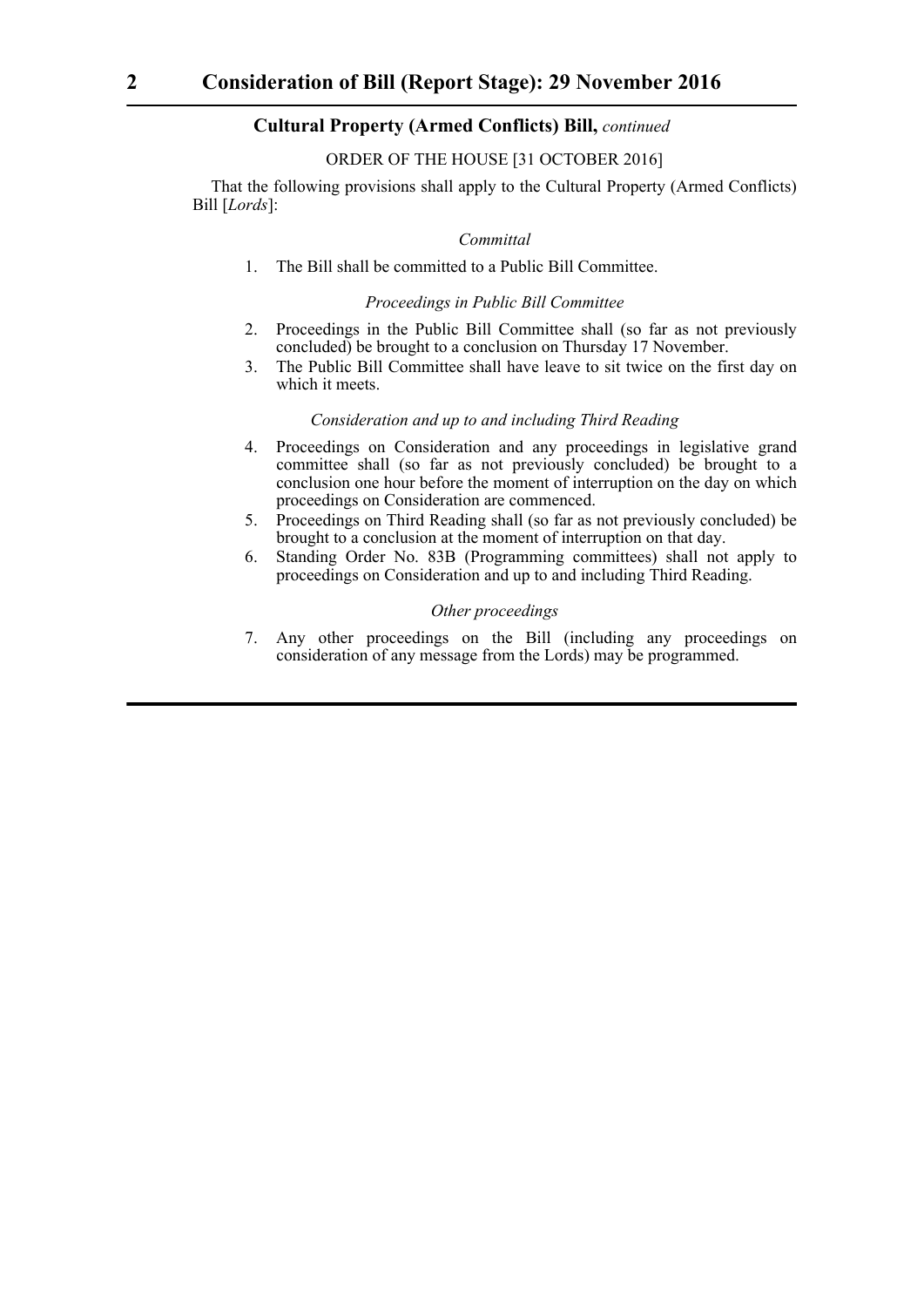## Cultural Property (Armed Conflicts) Bill, *continued*

ORDER OF THE HOUSE [31 OCTOBER 2016]

That the following provisions shall apply to the Cultural Property (Armed Conflicts) Bill [*Lords*]:

*Committal*

1. The Bill shall be committed to a Public Bill Committee.

*Proceedings in Public Bill Committee*

2. Proceedings in the Public Bill Committee shall (so far as not previously concluded) be brought to a conclusion on Thursday 17 November.
3. The Public Bill Committee shall have leave to sit twice on the first day on which it meets.

*Consideration and up to and including Third Reading*

4. Proceedings on Consideration and any proceedings in legislative grand committee shall (so far as not previously concluded) be brought to a conclusion one hour before the moment of interruption on the day on which proceedings on Consideration are commenced.
5. Proceedings on Third Reading shall (so far as not previously concluded) be brought to a conclusion at the moment of interruption on that day.
6. Standing Order No. 83B (Programming committees) shall not apply to proceedings on Consideration and up to and including Third Reading.

*Other proceedings*

7. Any other proceedings on the Bill (including any proceedings on consideration of any message from the Lords) may be programmed.